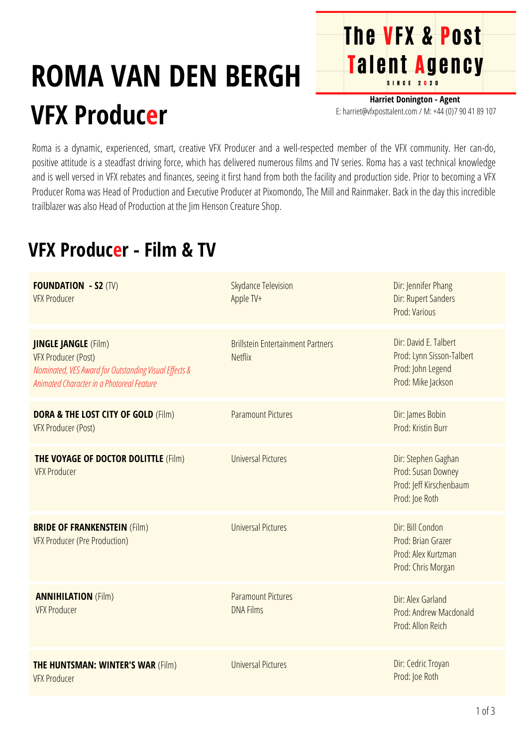# ROMA VAN DEN BERGH

## VFX Producer

**The VFX & Post Talent Agency**
SINCE 2020

**Harriet Donington - Agent**
E: harriet@vfxposttalent.com / M: +44 (0)7 90 41 89 107

Roma is a dynamic, experienced, smart, creative VFX Producer and a well-respected member of the VFX community. Her can-do, positive attitude is a steadfast driving force, which has delivered numerous films and TV series. Roma has a vast technical knowledge and is well versed in VFX rebates and finances, seeing it first hand from both the facility and production side. Prior to becoming a VFX Producer Roma was Head of Production and Executive Producer at Pixomondo, The Mill and Rainmaker. Back in the day this incredible trailblazer was also Head of Production at the Jim Henson Creature Shop.

## VFX Producer - Film & TV

| | | |
|---|---|---|
| **FOUNDATION - S2** (TV)<br>VFX Producer | Skydance Television<br>Apple TV+ | Dir: Jennifer Phang<br>Dir: Rupert Sanders<br>Prod: Various |
| **JINGLE JANGLE** (Film)<br>VFX Producer (Post)<br>*Nominated, VES Award for Outstanding Visual Effects & Animated Character in a Photoreal Feature* | Brillstein Entertainment Partners<br>Netflix | Dir: David E. Talbert<br>Prod: Lynn Sisson-Talbert<br>Prod: John Legend<br>Prod: Mike Jackson |
| **DORA & THE LOST CITY OF GOLD** (Film)<br>VFX Producer (Post) | Paramount Pictures | Dir: James Bobin<br>Prod: Kristin Burr |
| **THE VOYAGE OF DOCTOR DOLITTLE** (Film)<br>VFX Producer | Universal Pictures | Dir: Stephen Gaghan<br>Prod: Susan Downey<br>Prod: Jeff Kirschenbaum<br>Prod: Joe Roth |
| **BRIDE OF FRANKENSTEIN** (Film)<br>VFX Producer (Pre Production) | Universal Pictures | Dir: Bill Condon<br>Prod: Brian Grazer<br>Prod: Alex Kurtzman<br>Prod: Chris Morgan |
| **ANNIHILATION** (Film)<br>VFX Producer | Paramount Pictures<br>DNA Films | Dir: Alex Garland<br>Prod: Andrew Macdonald<br>Prod: Allon Reich |
| **THE HUNTSMAN: WINTER'S WAR** (Film)<br>VFX Producer | Universal Pictures | Dir: Cedric Troyan<br>Prod: Joe Roth |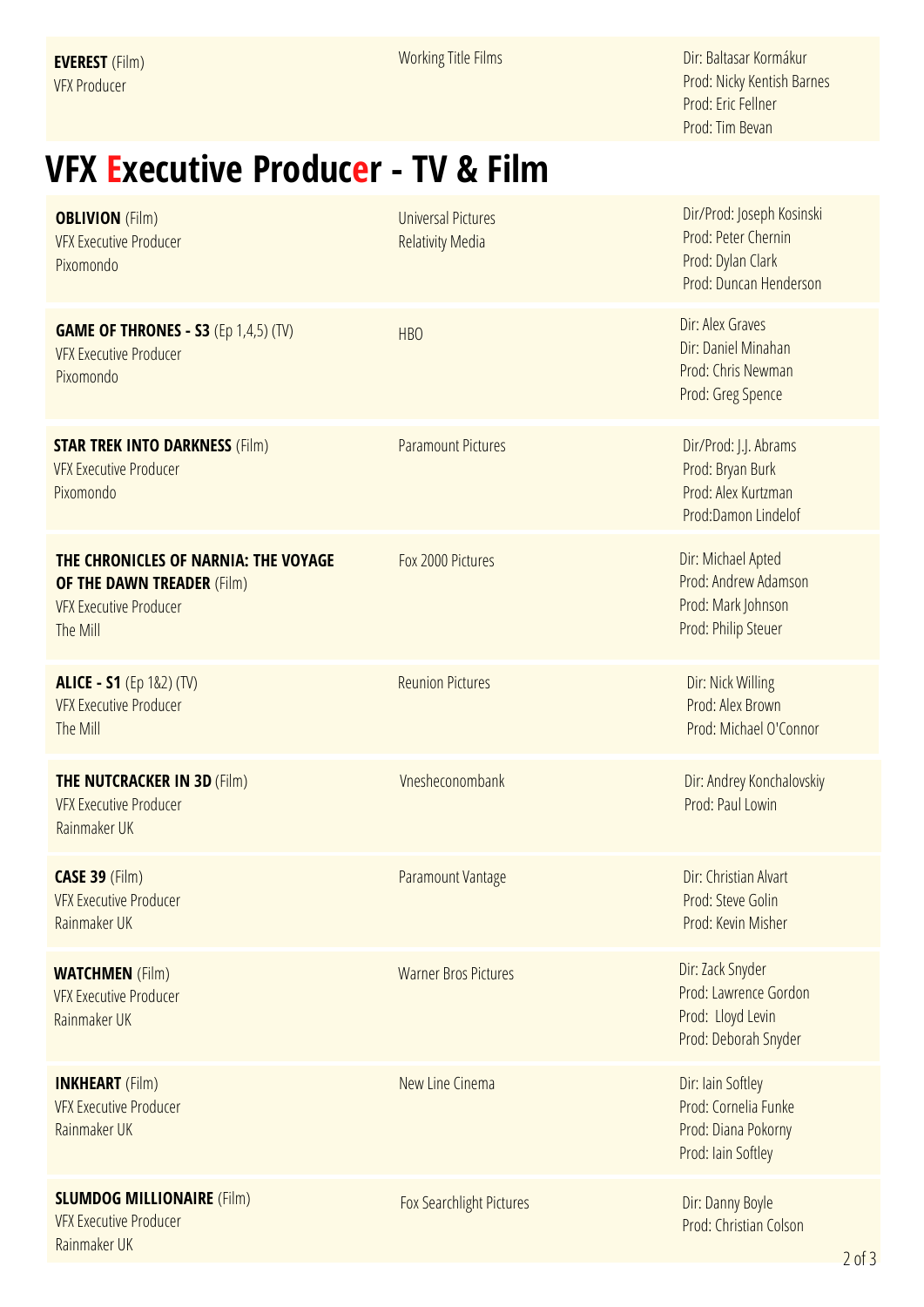| | | |
|---|---|---|
| **EVEREST** (Film)<br>VFX Producer | Working Title Films | Dir: Baltasar Kormákur<br>Prod: Nicky Kentish Barnes<br>Prod: Eric Fellner<br>Prod: Tim Bevan |

## VFX Executive Producer - TV & Film

| | | |
|---|---|---|
| **OBLIVION** (Film)<br>VFX Executive Producer<br>Pixomondo | Universal Pictures<br>Relativity Media | Dir/Prod: Joseph Kosinski<br>Prod: Peter Chernin<br>Prod: Dylan Clark<br>Prod: Duncan Henderson |
| **GAME OF THRONES - S3** (Ep 1,4,5) (TV)<br>VFX Executive Producer<br>Pixomondo | HBO | Dir: Alex Graves<br>Dir: Daniel Minahan<br>Prod: Chris Newman<br>Prod: Greg Spence |
| **STAR TREK INTO DARKNESS** (Film)<br>VFX Executive Producer<br>Pixomondo | Paramount Pictures | Dir/Prod: J.J. Abrams<br>Prod: Bryan Burk<br>Prod: Alex Kurtzman<br>Prod:Damon Lindelof |
| **THE CHRONICLES OF NARNIA: THE VOYAGE OF THE DAWN TREADER** (Film)<br>VFX Executive Producer<br>The Mill | Fox 2000 Pictures | Dir: Michael Apted<br>Prod: Andrew Adamson<br>Prod: Mark Johnson<br>Prod: Philip Steuer |
| **ALICE - S1** (Ep 1&2) (TV)<br>VFX Executive Producer<br>The Mill | Reunion Pictures | Dir: Nick Willing<br>Prod: Alex Brown<br>Prod: Michael O'Connor |
| **THE NUTCRACKER IN 3D** (Film)<br>VFX Executive Producer<br>Rainmaker UK | Vnesheconombank | Dir: Andrey Konchalovskiy<br>Prod: Paul Lowin |
| **CASE 39** (Film)<br>VFX Executive Producer<br>Rainmaker UK | Paramount Vantage | Dir: Christian Alvart<br>Prod: Steve Golin<br>Prod: Kevin Misher |
| **WATCHMEN** (Film)<br>VFX Executive Producer<br>Rainmaker UK | Warner Bros Pictures | Dir: Zack Snyder<br>Prod: Lawrence Gordon<br>Prod: Lloyd Levin<br>Prod: Deborah Snyder |
| **INKHEART** (Film)<br>VFX Executive Producer<br>Rainmaker UK | New Line Cinema | Dir: Iain Softley<br>Prod: Cornelia Funke<br>Prod: Diana Pokorny<br>Prod: Iain Softley |
| **SLUMDOG MILLIONAIRE** (Film)<br>VFX Executive Producer<br>Rainmaker UK | Fox Searchlight Pictures | Dir: Danny Boyle<br>Prod: Christian Colson |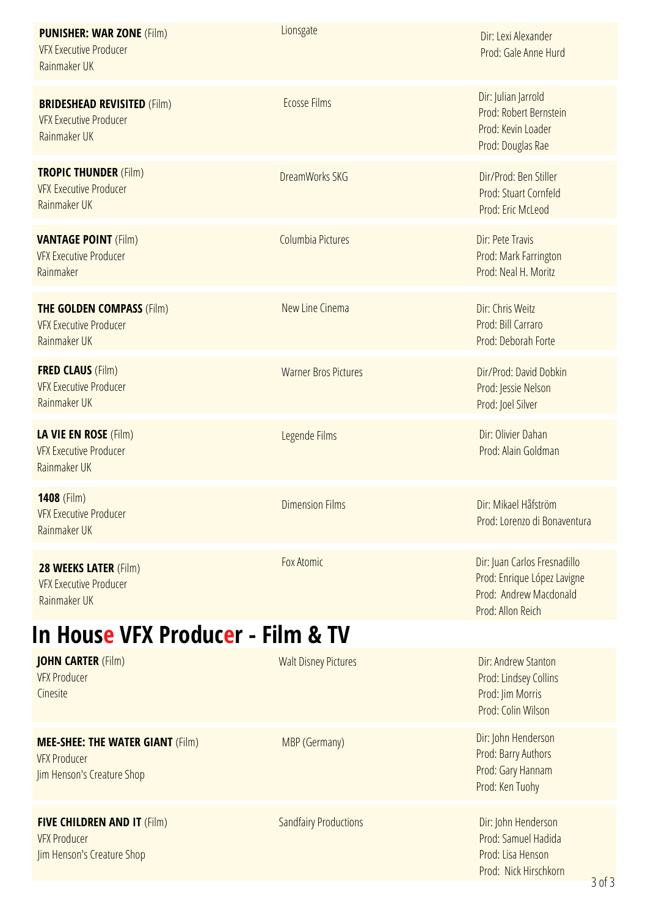| | | |
|---|---|---|
| **PUNISHER: WAR ZONE** (Film)<br>VFX Executive Producer<br>Rainmaker UK | Lionsgate | Dir: Lexi Alexander<br>Prod: Gale Anne Hurd |
| **BRIDESHEAD REVISITED** (Film)<br>VFX Executive Producer<br>Rainmaker UK | Ecosse Films | Dir: Julian Jarrold<br>Prod: Robert Bernstein<br>Prod: Kevin Loader<br>Prod: Douglas Rae |
| **TROPIC THUNDER** (Film)<br>VFX Executive Producer<br>Rainmaker UK | DreamWorks SKG | Dir/Prod: Ben Stiller<br>Prod: Stuart Cornfeld<br>Prod: Eric McLeod |
| **VANTAGE POINT** (Film)<br>VFX Executive Producer<br>Rainmaker | Columbia Pictures | Dir: Pete Travis<br>Prod: Mark Farrington<br>Prod: Neal H. Moritz |
| **THE GOLDEN COMPASS** (Film)<br>VFX Executive Producer<br>Rainmaker UK | New Line Cinema | Dir: Chris Weitz<br>Prod: Bill Carraro<br>Prod: Deborah Forte |
| **FRED CLAUS** (Film)<br>VFX Executive Producer<br>Rainmaker UK | Warner Bros Pictures | Dir/Prod: David Dobkin<br>Prod: Jessie Nelson<br>Prod: Joel Silver |
| **LA VIE EN ROSE** (Film)<br>VFX Executive Producer<br>Rainmaker UK | Legende Films | Dir: Olivier Dahan<br>Prod: Alain Goldman |
| **1408** (Film)<br>VFX Executive Producer<br>Rainmaker UK | Dimension Films | Dir: Mikael Håfström<br>Prod: Lorenzo di Bonaventura |
| **28 WEEKS LATER** (Film)<br>VFX Executive Producer<br>Rainmaker UK | Fox Atomic | Dir: Juan Carlos Fresnadillo<br>Prod: Enrique López Lavigne<br>Prod: Andrew Macdonald<br>Prod: Allon Reich |

# In House VFX Producer - Film & TV

| | | |
|---|---|---|
| **JOHN CARTER** (Film)<br>VFX Producer<br>Cinesite | Walt Disney Pictures | Dir: Andrew Stanton<br>Prod: Lindsey Collins<br>Prod: Jim Morris<br>Prod: Colin Wilson |
| **MEE-SHEE: THE WATER GIANT** (Film)<br>VFX Producer<br>Jim Henson's Creature Shop | MBP (Germany) | Dir: John Henderson<br>Prod: Barry Authors<br>Prod: Gary Hannam<br>Prod: Ken Tuohy |
| **FIVE CHILDREN AND IT** (Film)<br>VFX Producer<br>Jim Henson's Creature Shop | Sandfairy Productions | Dir: John Henderson<br>Prod: Samuel Hadida<br>Prod: Lisa Henson<br>Prod: Nick Hirschkorn |